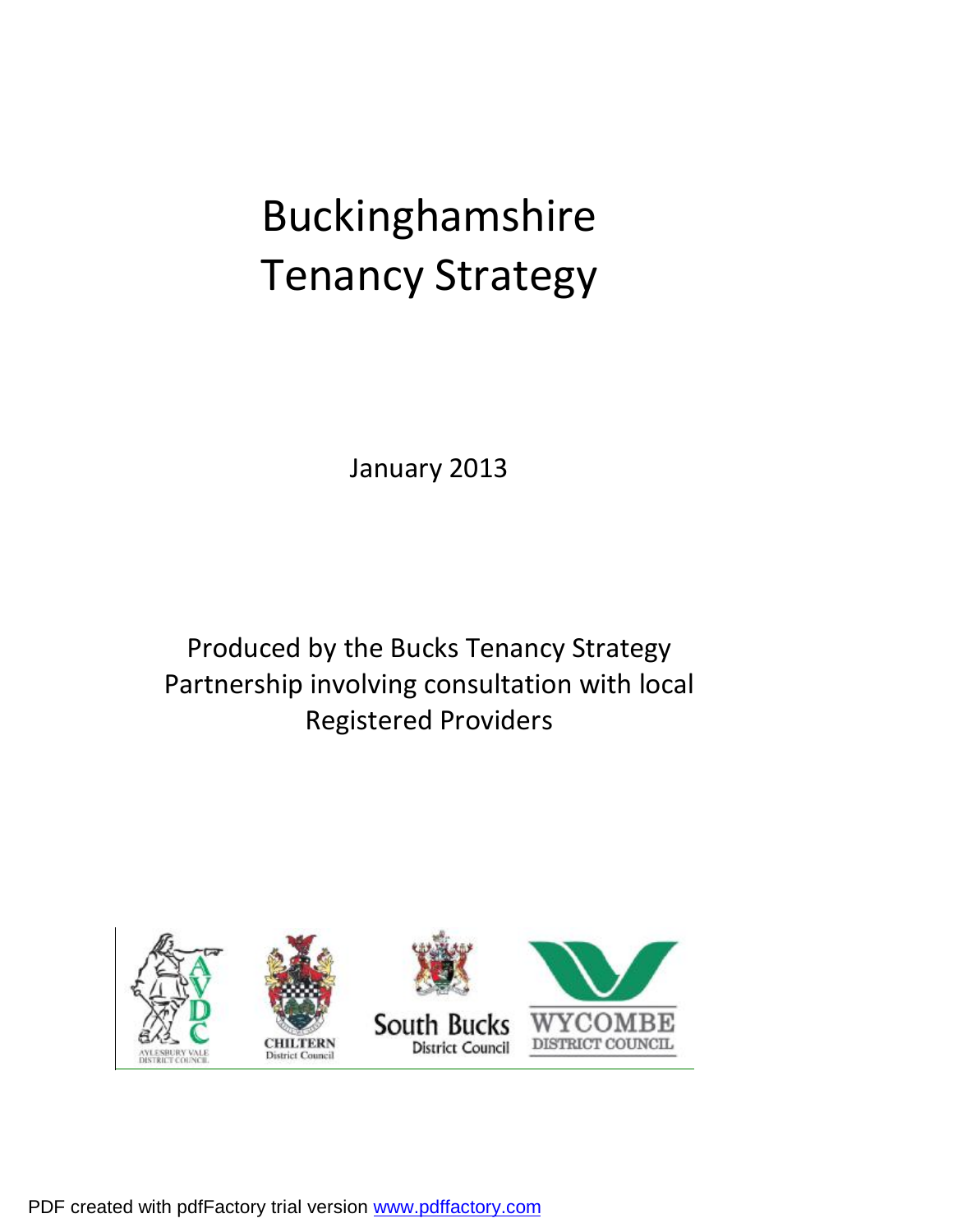# Buckinghamshire Tenancy Strategy

January 2013

Produced by the Bucks Tenancy Strategy Partnership involving consultation with local Registered Providers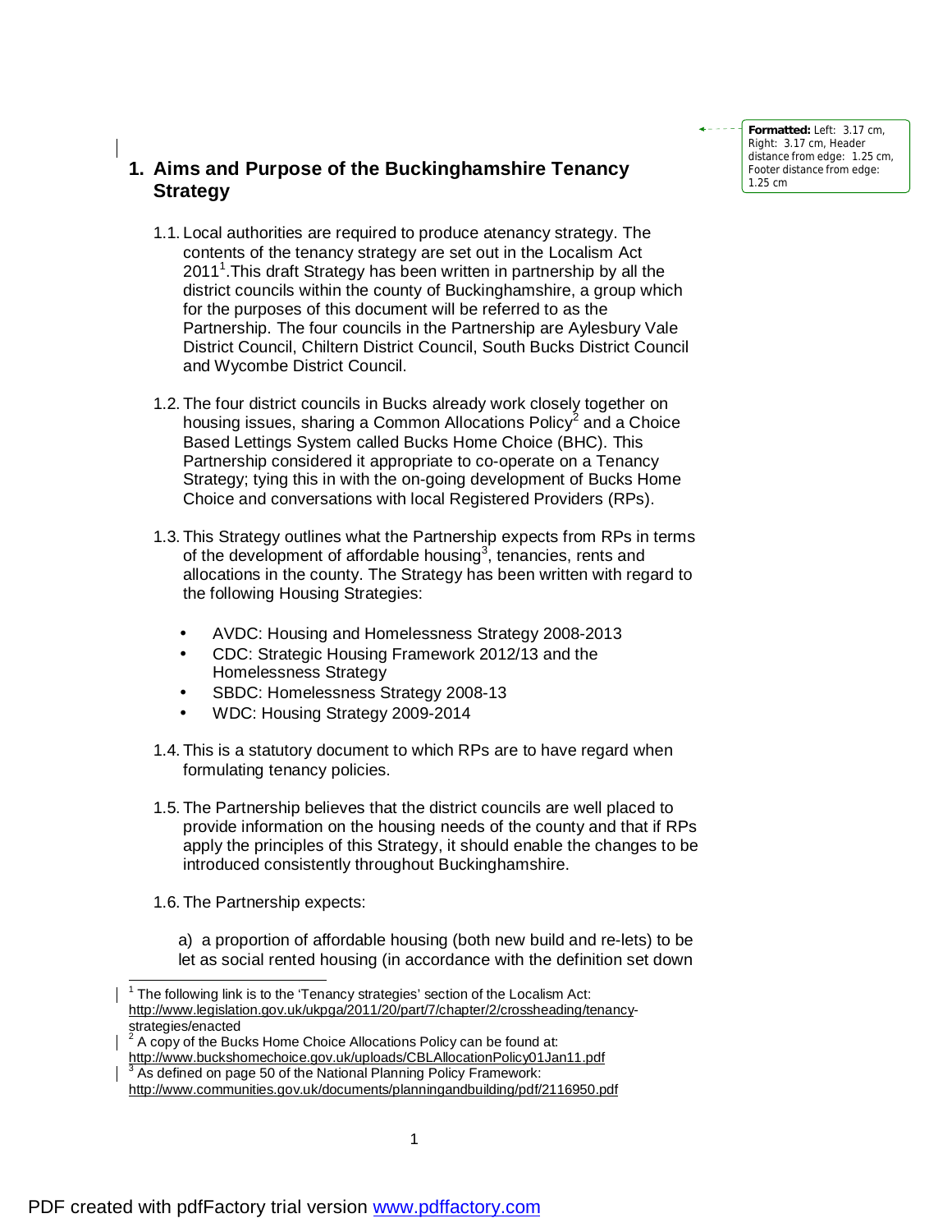# 1. Aims and Purpose of the Buckinghamshire Tenancy Strategy

1.1. Local authorities are required to produce atenancy strategy. The contents of the tenancy strategy are set out in the Localism Act 2011[1].This draft Strategy has been written in partnership by all the district councils within the county of Buckinghamshire, a group which for the purposes of this document will be referred to as the Partnership. The four councils in the Partnership are Aylesbury Vale District Council, Chiltern District Council, South Bucks District Council and Wycombe District Council.

1.2. The four district councils in Bucks already work closely together on housing issues, sharing a Common Allocations Policy[2] and a Choice Based Lettings System called Bucks Home Choice (BHC). This Partnership considered it appropriate to co-operate on a Tenancy Strategy; tying this in with the on-going development of Bucks Home Choice and conversations with local Registered Providers (RPs).

1.3. This Strategy outlines what the Partnership expects from RPs in terms of the development of affordable housing[3], tenancies, rents and allocations in the county. The Strategy has been written with regard to the following Housing Strategies:

- AVDC: Housing and Homelessness Strategy 2008-2013
- CDC: Strategic Housing Framework 2012/13 and the Homelessness Strategy
- SBDC: Homelessness Strategy 2008-13
- WDC: Housing Strategy 2009-2014

1.4. This is a statutory document to which RPs are to have regard when formulating tenancy policies.

1.5. The Partnership believes that the district councils are well placed to provide information on the housing needs of the county and that if RPs apply the principles of this Strategy, it should enable the changes to be introduced consistently throughout Buckinghamshire.

1.6. The Partnership expects:

a) a proportion of affordable housing (both new build and re-lets) to be let as social rented housing (in accordance with the definition set down

---

[1] The following link is to the 'Tenancy strategies' section of the Localism Act: http://www.legislation.gov.uk/ukpga/2011/20/part/7/chapter/2/crossheading/tenancy-strategies/enacted

[2] A copy of the Bucks Home Choice Allocations Policy can be found at: http://www.buckshomechoice.gov.uk/uploads/CBLAllocationPolicy01Jan11.pdf

[3] As defined on page 50 of the National Planning Policy Framework: http://www.communities.gov.uk/documents/planningandbuilding/pdf/2116950.pdf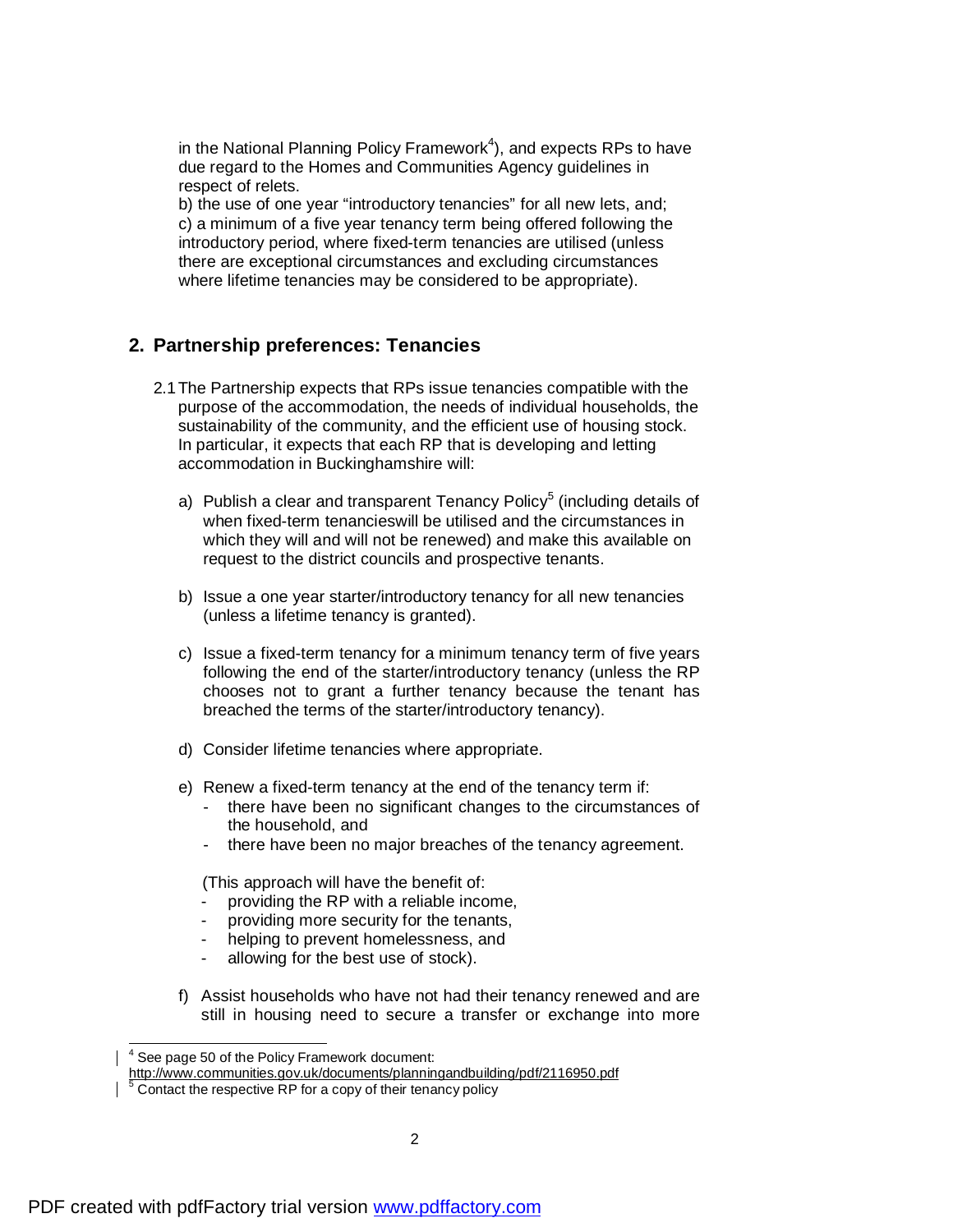in the National Planning Policy Framework[4]), and expects RPs to have due regard to the Homes and Communities Agency guidelines in respect of relets.

b) the use of one year "introductory tenancies" for all new lets, and;

c) a minimum of a five year tenancy term being offered following the introductory period, where fixed-term tenancies are utilised (unless there are exceptional circumstances and excluding circumstances where lifetime tenancies may be considered to be appropriate).

## 2. Partnership preferences: Tenancies

2.1 The Partnership expects that RPs issue tenancies compatible with the purpose of the accommodation, the needs of individual households, the sustainability of the community, and the efficient use of housing stock. In particular, it expects that each RP that is developing and letting accommodation in Buckinghamshire will:

a) Publish a clear and transparent Tenancy Policy[5] (including details of when fixed-term tenancieswill be utilised and the circumstances in which they will and will not be renewed) and make this available on request to the district councils and prospective tenants.

b) Issue a one year starter/introductory tenancy for all new tenancies (unless a lifetime tenancy is granted).

c) Issue a fixed-term tenancy for a minimum tenancy term of five years following the end of the starter/introductory tenancy (unless the RP chooses not to grant a further tenancy because the tenant has breached the terms of the starter/introductory tenancy).

d) Consider lifetime tenancies where appropriate.

e) Renew a fixed-term tenancy at the end of the tenancy term if:
   - there have been no significant changes to the circumstances of the household, and
   - there have been no major breaches of the tenancy agreement.

   (This approach will have the benefit of:
   - providing the RP with a reliable income,
   - providing more security for the tenants,
   - helping to prevent homelessness, and
   - allowing for the best use of stock).

f) Assist households who have not had their tenancy renewed and are still in housing need to secure a transfer or exchange into more

---

[4] See page 50 of the Policy Framework document: http://www.communities.gov.uk/documents/planningandbuilding/pdf/2116950.pdf

[5] Contact the respective RP for a copy of their tenancy policy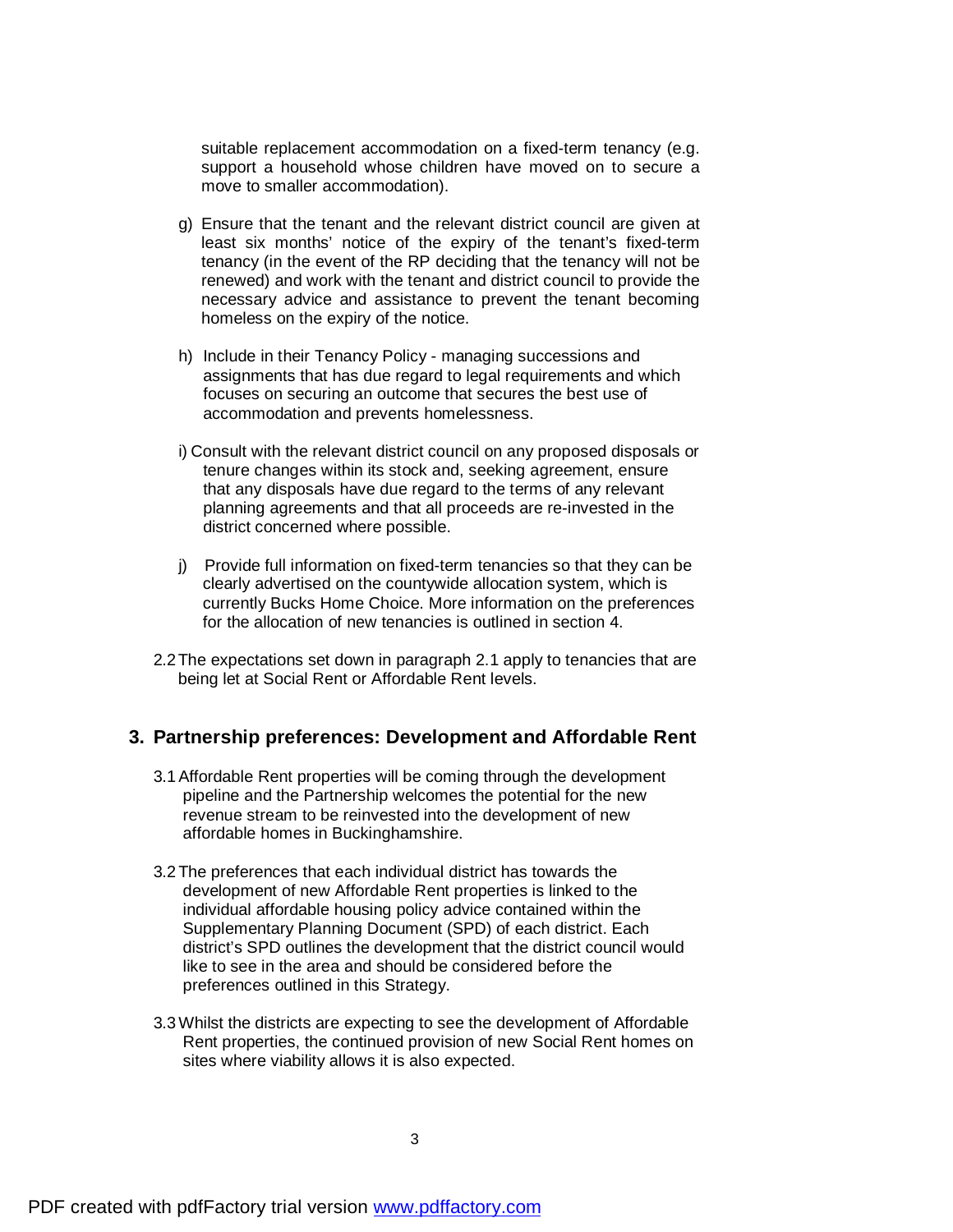suitable replacement accommodation on a fixed-term tenancy (e.g. support a household whose children have moved on to secure a move to smaller accommodation).

g) Ensure that the tenant and the relevant district council are given at least six months' notice of the expiry of the tenant's fixed-term tenancy (in the event of the RP deciding that the tenancy will not be renewed) and work with the tenant and district council to provide the necessary advice and assistance to prevent the tenant becoming homeless on the expiry of the notice.

h) Include in their Tenancy Policy - managing successions and assignments that has due regard to legal requirements and which focuses on securing an outcome that secures the best use of accommodation and prevents homelessness.

i) Consult with the relevant district council on any proposed disposals or tenure changes within its stock and, seeking agreement, ensure that any disposals have due regard to the terms of any relevant planning agreements and that all proceeds are re-invested in the district concerned where possible.

j) Provide full information on fixed-term tenancies so that they can be clearly advertised on the countywide allocation system, which is currently Bucks Home Choice. More information on the preferences for the allocation of new tenancies is outlined in section 4.

2.2 The expectations set down in paragraph 2.1 apply to tenancies that are being let at Social Rent or Affordable Rent levels.

## 3. Partnership preferences: Development and Affordable Rent

3.1 Affordable Rent properties will be coming through the development pipeline and the Partnership welcomes the potential for the new revenue stream to be reinvested into the development of new affordable homes in Buckinghamshire.

3.2 The preferences that each individual district has towards the development of new Affordable Rent properties is linked to the individual affordable housing policy advice contained within the Supplementary Planning Document (SPD) of each district. Each district's SPD outlines the development that the district council would like to see in the area and should be considered before the preferences outlined in this Strategy.

3.3 Whilst the districts are expecting to see the development of Affordable Rent properties, the continued provision of new Social Rent homes on sites where viability allows it is also expected.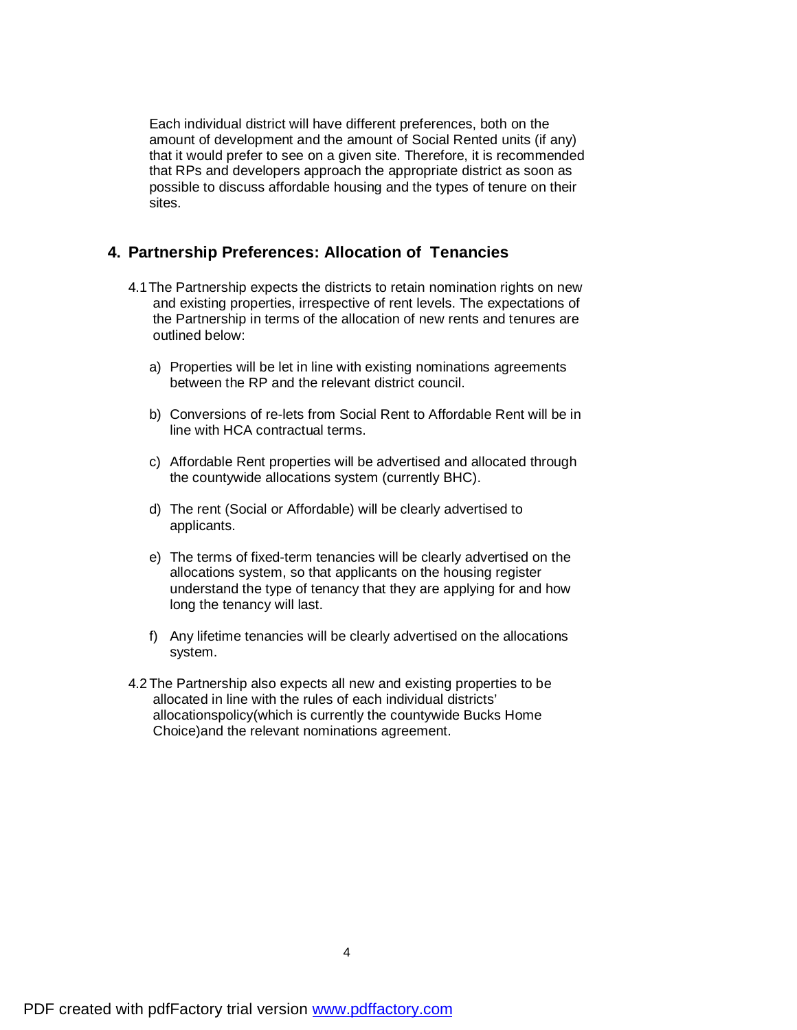Each individual district will have different preferences, both on the amount of development and the amount of Social Rented units (if any) that it would prefer to see on a given site. Therefore, it is recommended that RPs and developers approach the appropriate district as soon as possible to discuss affordable housing and the types of tenure on their sites.

## 4. Partnership Preferences: Allocation of Tenancies

4.1 The Partnership expects the districts to retain nomination rights on new and existing properties, irrespective of rent levels. The expectations of the Partnership in terms of the allocation of new rents and tenures are outlined below:

a) Properties will be let in line with existing nominations agreements between the RP and the relevant district council.

b) Conversions of re-lets from Social Rent to Affordable Rent will be in line with HCA contractual terms.

c) Affordable Rent properties will be advertised and allocated through the countywide allocations system (currently BHC).

d) The rent (Social or Affordable) will be clearly advertised to applicants.

e) The terms of fixed-term tenancies will be clearly advertised on the allocations system, so that applicants on the housing register understand the type of tenancy that they are applying for and how long the tenancy will last.

f) Any lifetime tenancies will be clearly advertised on the allocations system.

4.2 The Partnership also expects all new and existing properties to be allocated in line with the rules of each individual districts' allocationspolicy(which is currently the countywide Bucks Home Choice)and the relevant nominations agreement.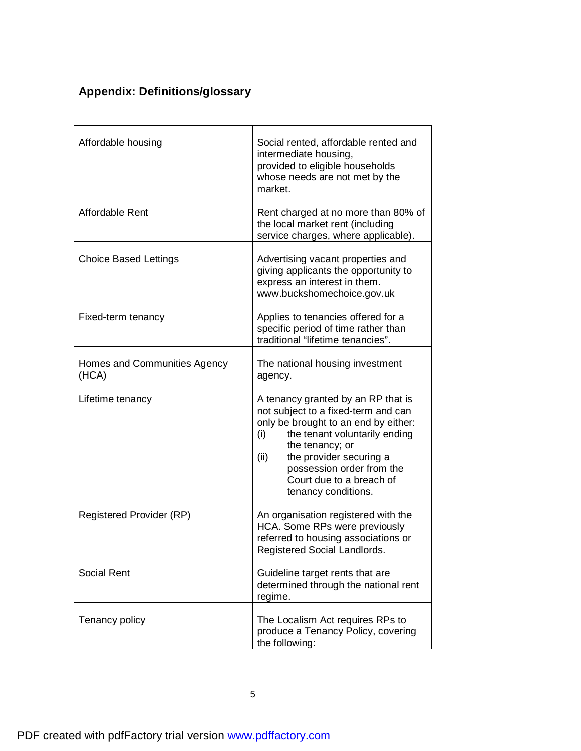## Appendix: Definitions/glossary

| | |
|---|---|
| Affordable housing | Social rented, affordable rented and intermediate housing, provided to eligible households whose needs are not met by the market. |
| Affordable Rent | Rent charged at no more than 80% of the local market rent (including service charges, where applicable). |
| Choice Based Lettings | Advertising vacant properties and giving applicants the opportunity to express an interest in them. www.buckshomechoice.gov.uk |
| Fixed-term tenancy | Applies to tenancies offered for a specific period of time rather than traditional "lifetime tenancies". |
| Homes and Communities Agency (HCA) | The national housing investment agency. |
| Lifetime tenancy | A tenancy granted by an RP that is not subject to a fixed-term and can only be brought to an end by either: (i) the tenant voluntarily ending the tenancy; or (ii) the provider securing a possession order from the Court due to a breach of tenancy conditions. |
| Registered Provider (RP) | An organisation registered with the HCA. Some RPs were previously referred to housing associations or Registered Social Landlords. |
| Social Rent | Guideline target rents that are determined through the national rent regime. |
| Tenancy policy | The Localism Act requires RPs to produce a Tenancy Policy, covering the following: |

PDF created with pdfFactory trial version www.pdffactory.com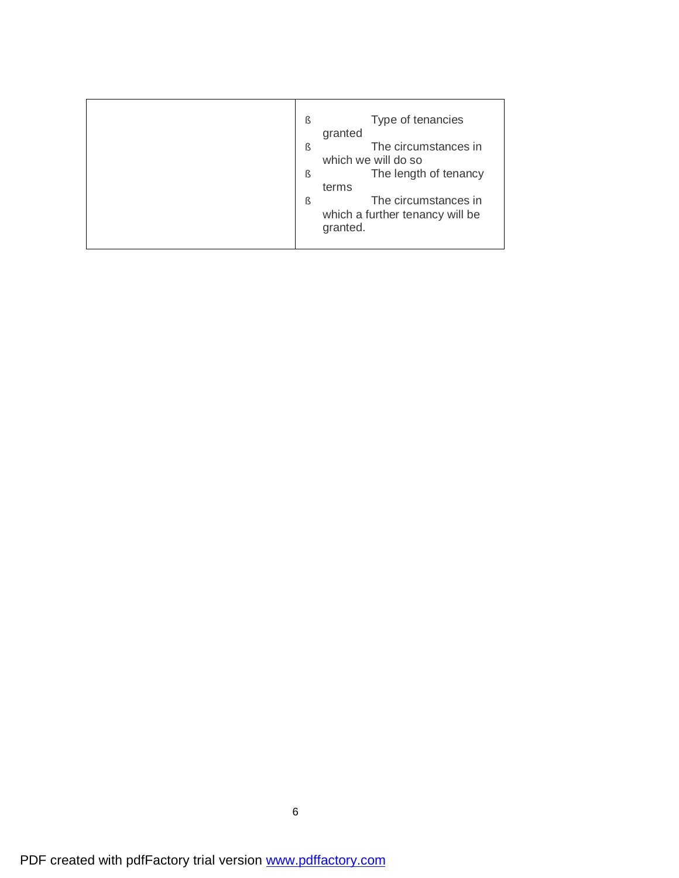| | |
|---|---|
| | ß Type of tenancies granted<br>ß The circumstances in which we will do so<br>ß The length of tenancy terms<br>ß The circumstances in which a further tenancy will be granted. |

PDF created with pdfFactory trial version www.pdffactory.com